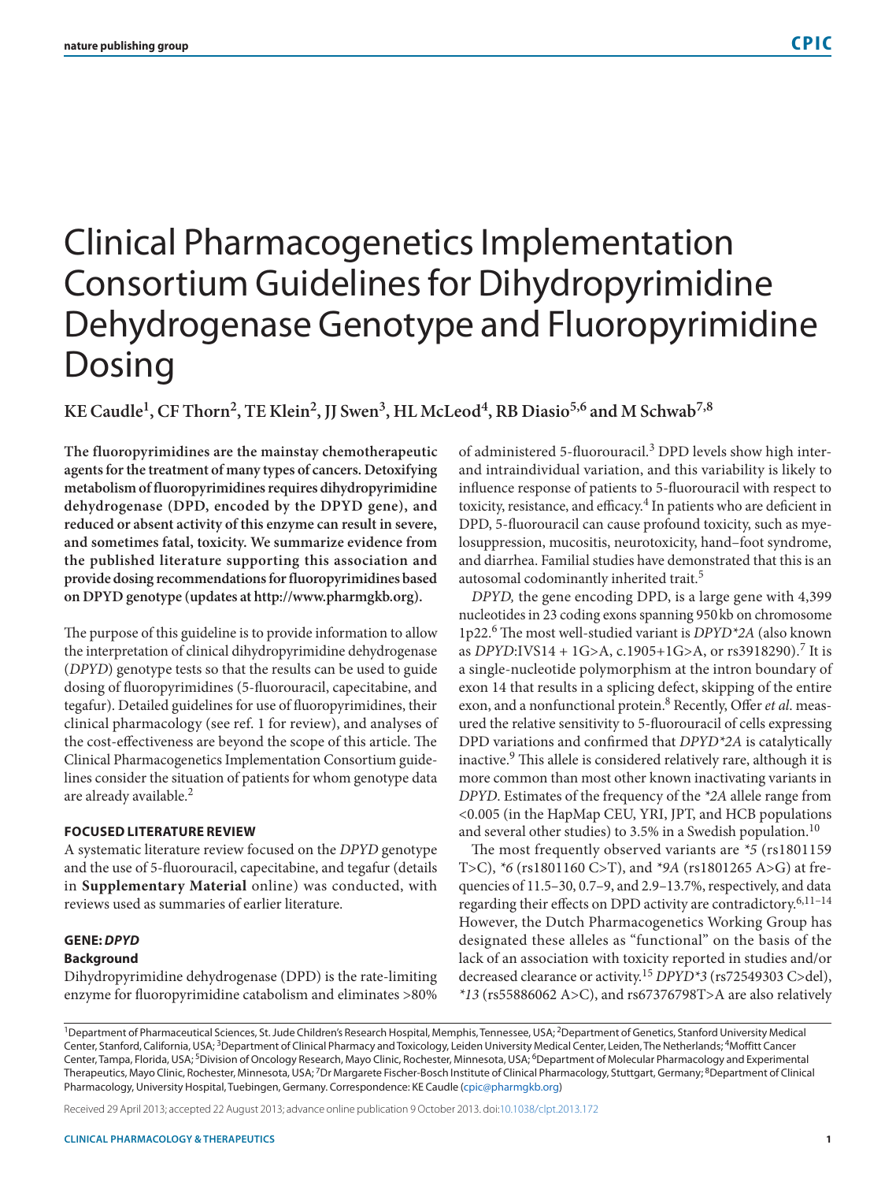# Clinical Pharmacogenetics Implementation Consortium Guidelines for Dihydropyrimidine Dehydrogenase Genotype and Fluoropyrimidine Dosing

**KE Caudle[1], CF Thorn[2], TE Klein[2], JJ Swen[3], HL McLeod[4], RB Diasio[5,6] and M Schwab[7,8]**

**The fluoropyrimidines are the mainstay chemotherapeutic agents for the treatment of many types of cancers. Detoxifying metabolism of fluoropyrimidines requires dihydropyrimidine dehydrogenase (DPD, encoded by the DPYD gene), and reduced or absent activity of this enzyme can result in severe, and sometimes fatal, toxicity. We summarize evidence from the published literature supporting this association and provide dosing recommendations for fluoropyrimidines based on DPYD genotype (updates at http://www.pharmgkb.org).**

The purpose of this guideline is to provide information to allow the interpretation of clinical dihydropyrimidine dehydrogenase (*DPYD*) genotype tests so that the results can be used to guide dosing of fluoropyrimidines (5-fluorouracil, capecitabine, and tegafur). Detailed guidelines for use of fluoropyrimidines, their clinical pharmacology (see ref. 1 for review), and analyses of the cost-effectiveness are beyond the scope of this article. The Clinical Pharmacogenetics Implementation Consortium guidelines consider the situation of patients for whom genotype data are already available.[2]

## FOCUSED LITERATURE REVIEW

A systematic literature review focused on the *DPYD* genotype and the use of 5-fluorouracil, capecitabine, and tegafur (details in **Supplementary Material** online) was conducted, with reviews used as summaries of earlier literature.

## GENE: *DPYD*

### Background

Dihydropyrimidine dehydrogenase (DPD) is the rate-limiting enzyme for fluoropyrimidine catabolism and eliminates >80% of administered 5-fluorouracil.[3] DPD levels show high inter- and intraindividual variation, and this variability is likely to influence response of patients to 5-fluorouracil with respect to toxicity, resistance, and efficacy.[4] In patients who are deficient in DPD, 5-fluorouracil can cause profound toxicity, such as myelosuppression, mucositis, neurotoxicity, hand–foot syndrome, and diarrhea. Familial studies have demonstrated that this is an autosomal codominantly inherited trait.[5]

*DPYD,* the gene encoding DPD, is a large gene with 4,399 nucleotides in 23 coding exons spanning 950 kb on chromosome 1p22.[6] The most well-studied variant is *DPYD\*2A* (also known as *DPYD*:IVS14 + 1G>A, c.1905+1G>A, or rs3918290).[7] It is a single-nucleotide polymorphism at the intron boundary of exon 14 that results in a splicing defect, skipping of the entire exon, and a nonfunctional protein.[8] Recently, Offer *et al*. measured the relative sensitivity to 5-fluorouracil of cells expressing DPD variations and confirmed that *DPYD\*2A* is catalytically inactive.[9] This allele is considered relatively rare, although it is more common than most other known inactivating variants in *DPYD*. Estimates of the frequency of the *\*2A* allele range from <0.005 (in the HapMap CEU, YRI, JPT, and HCB populations and several other studies) to 3.5% in a Swedish population.[10]

The most frequently observed variants are *\*5* (rs1801159 T>C), *\*6* (rs1801160 C>T), and *\*9A* (rs1801265 A>G) at frequencies of 11.5–30, 0.7–9, and 2.9–13.7%, respectively, and data regarding their effects on DPD activity are contradictory.[6,11–14] However, the Dutch Pharmacogenetics Working Group has designated these alleles as "functional" on the basis of the lack of an association with toxicity reported in studies and/or decreased clearance or activity.[15] *DPYD\*3* (rs72549303 C>del), *\*13* (rs55886062 A>C), and rs67376798T>A are also relatively

[1]Department of Pharmaceutical Sciences, St. Jude Children's Research Hospital, Memphis, Tennessee, USA; [2]Department of Genetics, Stanford University Medical Center, Stanford, California, USA; [3]Department of Clinical Pharmacy and Toxicology, Leiden University Medical Center, Leiden, The Netherlands; [4]Moffitt Cancer Center, Tampa, Florida, USA; [5]Division of Oncology Research, Mayo Clinic, Rochester, Minnesota, USA; [6]Department of Molecular Pharmacology and Experimental Therapeutics, Mayo Clinic, Rochester, Minnesota, USA; [7]Dr Margarete Fischer-Bosch Institute of Clinical Pharmacology, Stuttgart, Germany; [8]Department of Clinical Pharmacology, University Hospital, Tuebingen, Germany. Correspondence: KE Caudle (cpic@pharmgkb.org)

Received 29 April 2013; accepted 22 August 2013; advance online publication 9 October 2013. doi:10.1038/clpt.2013.172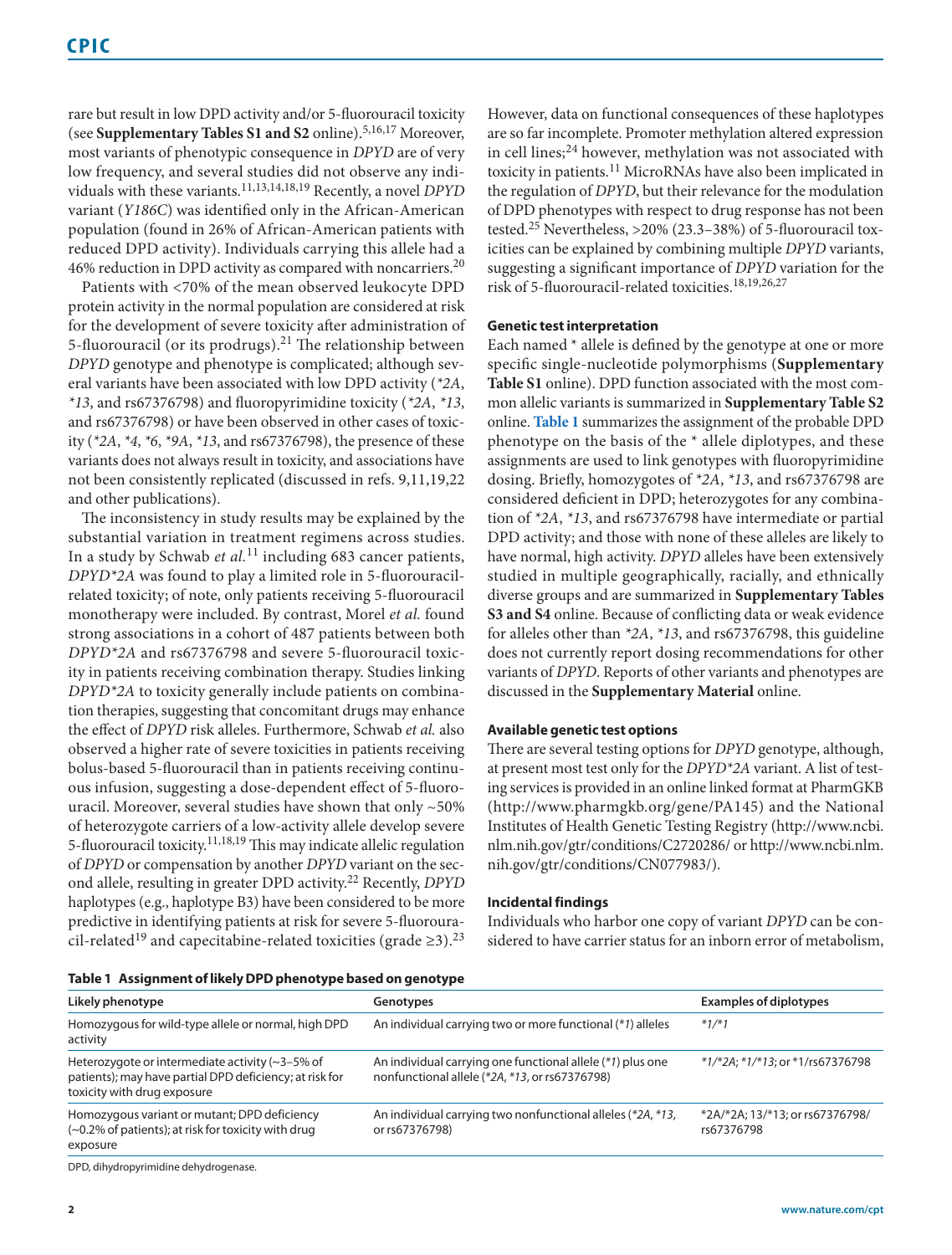rare but result in low DPD activity and/or 5-fluorouracil toxicity (see **Supplementary Tables S1 and S2** online).[5,16,17] Moreover, most variants of phenotypic consequence in *DPYD* are of very low frequency, and several studies did not observe any individuals with these variants.[11,13,14,18,19] Recently, a novel *DPYD* variant (*Y186C*) was identified only in the African-American population (found in 26% of African-American patients with reduced DPD activity). Individuals carrying this allele had a 46% reduction in DPD activity as compared with noncarriers.[20]

Patients with <70% of the mean observed leukocyte DPD protein activity in the normal population are considered at risk for the development of severe toxicity after administration of 5-fluorouracil (or its prodrugs).[21] The relationship between *DPYD* genotype and phenotype is complicated; although several variants have been associated with low DPD activity (*\*2A*, *\*13*, and rs67376798) and fluoropyrimidine toxicity (*\*2A*, *\*13*, and rs67376798) or have been observed in other cases of toxicity (*\*2A*, *\*4*, *\*6*, *\*9A*, *\*13*, and rs67376798), the presence of these variants does not always result in toxicity, and associations have not been consistently replicated (discussed in refs. 9,11,19,22 and other publications).

The inconsistency in study results may be explained by the substantial variation in treatment regimens across studies. In a study by Schwab *et al.*[11] including 683 cancer patients, *DPYD\*2A* was found to play a limited role in 5-fluorouracil-related toxicity; of note, only patients receiving 5-fluorouracil monotherapy were included. By contrast, Morel *et al.* found strong associations in a cohort of 487 patients between both *DPYD\*2A* and rs67376798 and severe 5-fluorouracil toxicity in patients receiving combination therapy. Studies linking *DPYD\*2A* to toxicity generally include patients on combination therapies, suggesting that concomitant drugs may enhance the effect of *DPYD* risk alleles. Furthermore, Schwab *et al.* also observed a higher rate of severe toxicities in patients receiving bolus-based 5-fluorouracil than in patients receiving continuous infusion, suggesting a dose-dependent effect of 5-fluorouracil. Moreover, several studies have shown that only ~50% of heterozygote carriers of a low-activity allele develop severe 5-fluorouracil toxicity.[11,18,19] This may indicate allelic regulation of *DPYD* or compensation by another *DPYD* variant on the second allele, resulting in greater DPD activity.[22] Recently, *DPYD* haplotypes (e.g., haplotype B3) have been considered to be more predictive in identifying patients at risk for severe 5-fluorouracil-related[19] and capecitabine-related toxicities (grade ≥3).[23] However, data on functional consequences of these haplotypes are so far incomplete. Promoter methylation altered expression in cell lines;[24] however, methylation was not associated with toxicity in patients.[11] MicroRNAs have also been implicated in the regulation of *DPYD*, but their relevance for the modulation of DPD phenotypes with respect to drug response has not been tested.[25] Nevertheless, >20% (23.3–38%) of 5-fluorouracil toxicities can be explained by combining multiple *DPYD* variants, suggesting a significant importance of *DPYD* variation for the risk of 5-fluorouracil-related toxicities.[18,19,26,27]

#### Genetic test interpretation

Each named * allele is defined by the genotype at one or more specific single-nucleotide polymorphisms (**Supplementary Table S1** online). DPD function associated with the most common allelic variants is summarized in **Supplementary Table S2** online. **Table 1** summarizes the assignment of the probable DPD phenotype on the basis of the * allele diplotypes, and these assignments are used to link genotypes with fluoropyrimidine dosing. Briefly, homozygotes of *\*2A*, *\*13*, and rs67376798 are considered deficient in DPD; heterozygotes for any combination of *\*2A*, *\*13*, and rs67376798 have intermediate or partial DPD activity; and those with none of these alleles are likely to have normal, high activity. *DPYD* alleles have been extensively studied in multiple geographically, racially, and ethnically diverse groups and are summarized in **Supplementary Tables S3 and S4** online. Because of conflicting data or weak evidence for alleles other than *\*2A*, *\*13*, and rs67376798, this guideline does not currently report dosing recommendations for other variants of *DPYD*. Reports of other variants and phenotypes are discussed in the **Supplementary Material** online.

#### Available genetic test options

There are several testing options for *DPYD* genotype, although, at present most test only for the *DPYD\*2A* variant. A list of testing services is provided in an online linked format at PharmGKB (http://www.pharmgkb.org/gene/PA145) and the National Institutes of Health Genetic Testing Registry (http://www.ncbi.nlm.nih.gov/gtr/conditions/C2720286/ or http://www.ncbi.nlm.nih.gov/gtr/conditions/CN077983/).

#### Incidental findings

Individuals who harbor one copy of variant *DPYD* can be considered to have carrier status for an inborn error of metabolism,

**Table 1 Assignment of likely DPD phenotype based on genotype**

| Likely phenotype | Genotypes | Examples of diplotypes |
|---|---|---|
| Homozygous for wild-type allele or normal, high DPD activity | An individual carrying two or more functional (*\*1*) alleles | *\*1/\*1* |
| Heterozygote or intermediate activity (~3–5% of patients); may have partial DPD deficiency; at risk for toxicity with drug exposure | An individual carrying one functional allele (*\*1*) plus one nonfunctional allele (*\*2A*, *\*13*, or rs67376798) | *\*1/\*2A*; *\*1/\*13*; or \*1/rs67376798 |
| Homozygous variant or mutant; DPD deficiency (~0.2% of patients); at risk for toxicity with drug exposure | An individual carrying two nonfunctional alleles (*\*2A*, *\*13*, or rs67376798) | \*2A/\*2A; 13/\*13; or rs67376798/rs67376798 |

DPD, dihydropyrimidine dehydrogenase.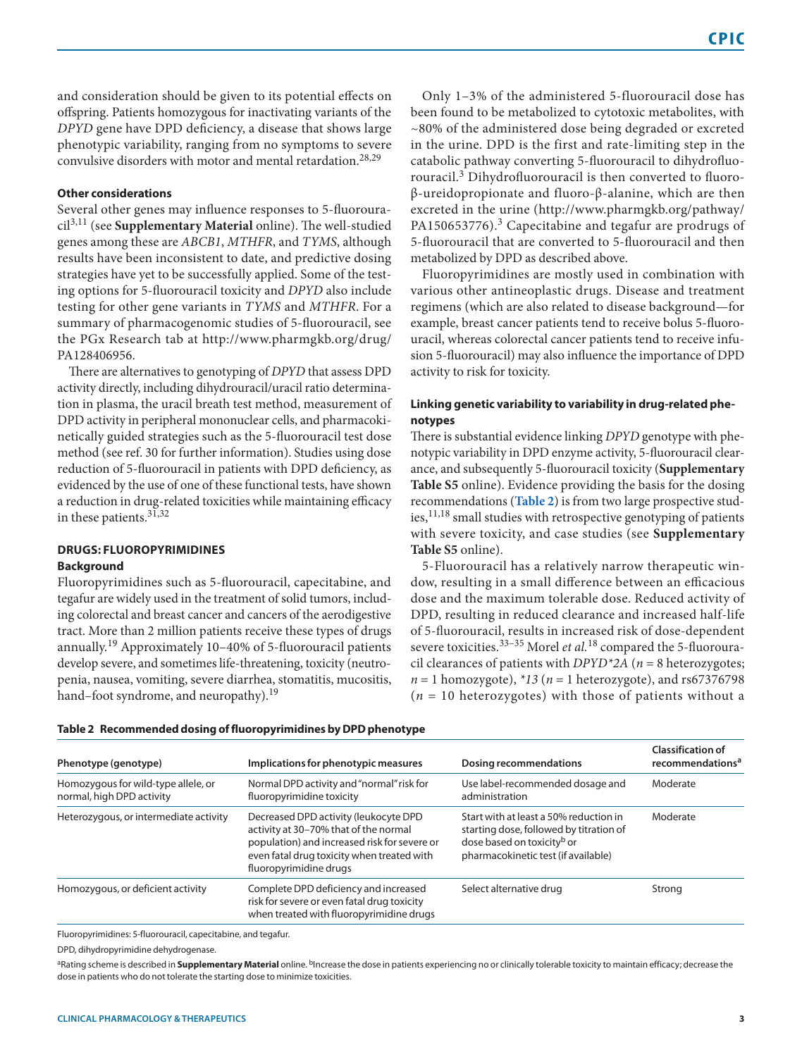and consideration should be given to its potential effects on offspring. Patients homozygous for inactivating variants of the *DPYD* gene have DPD deficiency, a disease that shows large phenotypic variability, ranging from no symptoms to severe convulsive disorders with motor and mental retardation.[28,29]

#### Other considerations

Several other genes may influence responses to 5-fluorouracil[3,11] (see **Supplementary Material** online). The well-studied genes among these are *ABCB1*, *MTHFR*, and *TYMS*, although results have been inconsistent to date, and predictive dosing strategies have yet to be successfully applied. Some of the testing options for 5-fluorouracil toxicity and *DPYD* also include testing for other gene variants in *TYMS* and *MTHFR*. For a summary of pharmacogenomic studies of 5-fluorouracil, see the PGx Research tab at http://www.pharmgkb.org/drug/PA128406956.

There are alternatives to genotyping of *DPYD* that assess DPD activity directly, including dihydrouracil/uracil ratio determination in plasma, the uracil breath test method, measurement of DPD activity in peripheral mononuclear cells, and pharmacokinetically guided strategies such as the 5-fluorouracil test dose method (see ref. 30 for further information). Studies using dose reduction of 5-fluorouracil in patients with DPD deficiency, as evidenced by the use of one of these functional tests, have shown a reduction in drug-related toxicities while maintaining efficacy in these patients.[31,32]

### DRUGS: FLUOROPYRIMIDINES

#### Background

Fluoropyrimidines such as 5-fluorouracil, capecitabine, and tegafur are widely used in the treatment of solid tumors, including colorectal and breast cancer and cancers of the aerodigestive tract. More than 2 million patients receive these types of drugs annually.[19] Approximately 10–40% of 5-fluorouracil patients develop severe, and sometimes life-threatening, toxicity (neutropenia, nausea, vomiting, severe diarrhea, stomatitis, mucositis, hand–foot syndrome, and neuropathy).[19]

Only 1–3% of the administered 5-fluorouracil dose has been found to be metabolized to cytotoxic metabolites, with ~80% of the administered dose being degraded or excreted in the urine. DPD is the first and rate-limiting step in the catabolic pathway converting 5-fluorouracil to dihydrofluorouracil.[3] Dihydrofluorouracil is then converted to fluoro-β-ureidopropionate and fluoro-β-alanine, which are then excreted in the urine (http://www.pharmgkb.org/pathway/PA150653776).[3] Capecitabine and tegafur are prodrugs of 5-fluorouracil that are converted to 5-fluorouracil and then metabolized by DPD as described above.

Fluoropyrimidines are mostly used in combination with various other antineoplastic drugs. Disease and treatment regimens (which are also related to disease background—for example, breast cancer patients tend to receive bolus 5-fluorouracil, whereas colorectal cancer patients tend to receive infusion 5-fluorouracil) may also influence the importance of DPD activity to risk for toxicity.

#### Linking genetic variability to variability in drug-related phenotypes

There is substantial evidence linking *DPYD* genotype with phenotypic variability in DPD enzyme activity, 5-fluorouracil clearance, and subsequently 5-fluorouracil toxicity (**Supplementary Table S5** online). Evidence providing the basis for the dosing recommendations (**Table 2**) is from two large prospective studies,[11,18] small studies with retrospective genotyping of patients with severe toxicity, and case studies (see **Supplementary Table S5** online).

5-Fluorouracil has a relatively narrow therapeutic window, resulting in a small difference between an efficacious dose and the maximum tolerable dose. Reduced activity of DPD, resulting in reduced clearance and increased half-life of 5-fluorouracil, results in increased risk of dose-dependent severe toxicities.[33–35] Morel *et al.*[18] compared the 5-fluorouracil clearances of patients with *DPYD\*2A* ($n$ = 8 heterozygotes; $n$ = 1 homozygote), *\*13* ($n$ = 1 heterozygote), and rs67376798 ($n$ = 10 heterozygotes) with those of patients without a

**Table 2 Recommended dosing of fluoropyrimidines by DPD phenotype**

| Phenotype (genotype) | Implications for phenotypic measures | Dosing recommendations | Classification of recommendations[a] |
|---|---|---|---|
| Homozygous for wild-type allele, or normal, high DPD activity | Normal DPD activity and "normal" risk for fluoropyrimidine toxicity | Use label-recommended dosage and administration | Moderate |
| Heterozygous, or intermediate activity | Decreased DPD activity (leukocyte DPD activity at 30–70% that of the normal population) and increased risk for severe or even fatal drug toxicity when treated with fluoropyrimidine drugs | Start with at least a 50% reduction in starting dose, followed by titration of dose based on toxicity[b] or pharmacokinetic test (if available) | Moderate |
| Homozygous, or deficient activity | Complete DPD deficiency and increased risk for severe or even fatal drug toxicity when treated with fluoropyrimidine drugs | Select alternative drug | Strong |

Fluoropyrimidines: 5-fluorouracil, capecitabine, and tegafur.

DPD, dihydropyrimidine dehydrogenase.

[a]Rating scheme is described in **Supplementary Material** online. [b]Increase the dose in patients experiencing no or clinically tolerable toxicity to maintain efficacy; decrease the dose in patients who do not tolerate the starting dose to minimize toxicities.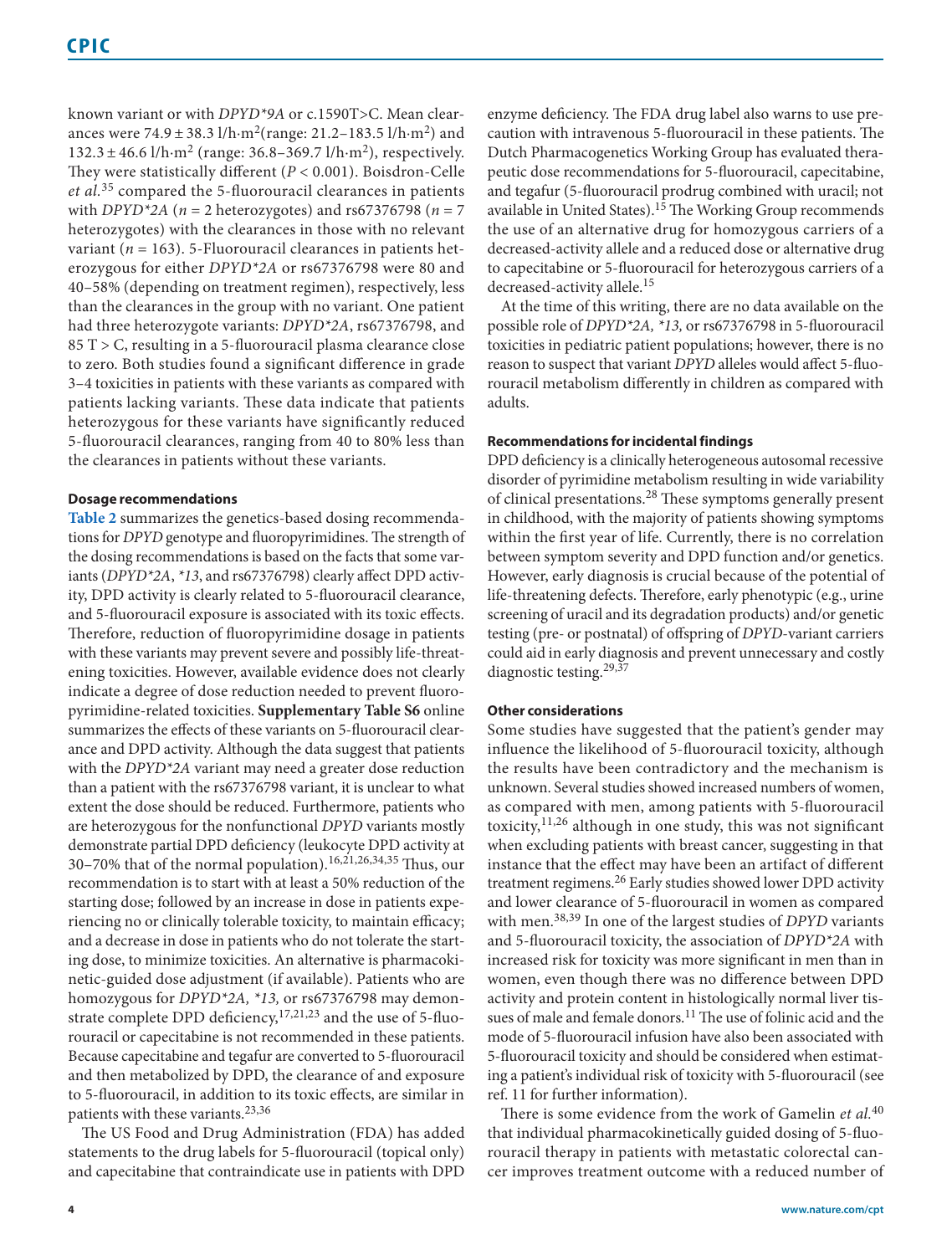known variant or with *DPYD\*9A* or c.1590T>C. Mean clearances were $74.9 \pm 38.3$ l/h·m$^2$(range: 21.2–183.5 l/h·m$^2$) and $132.3 \pm 46.6$ l/h·m$^2$ (range: 36.8–369.7 l/h·m$^2$), respectively. They were statistically different ($P < 0.001$). Boisdron-Celle *et al.*[35] compared the 5-fluorouracil clearances in patients with *DPYD\*2A* ($n = 2$ heterozygotes) and rs67376798 ($n = 7$ heterozygotes) with the clearances in those with no relevant variant ($n = 163$). 5-Fluorouracil clearances in patients heterozygous for either *DPYD\*2A* or rs67376798 were 80 and 40–58% (depending on treatment regimen), respectively, less than the clearances in the group with no variant. One patient had three heterozygote variants: *DPYD\*2A*, rs67376798, and 85 T > C, resulting in a 5-fluorouracil plasma clearance close to zero. Both studies found a significant difference in grade 3–4 toxicities in patients with these variants as compared with patients lacking variants. These data indicate that patients heterozygous for these variants have significantly reduced 5-fluorouracil clearances, ranging from 40 to 80% less than the clearances in patients without these variants.

### Dosage recommendations

**Table 2** summarizes the genetics-based dosing recommendations for *DPYD* genotype and fluoropyrimidines. The strength of the dosing recommendations is based on the facts that some variants (*DPYD\*2A*, *\*13*, and rs67376798) clearly affect DPD activity, DPD activity is clearly related to 5-fluorouracil clearance, and 5-fluorouracil exposure is associated with its toxic effects. Therefore, reduction of fluoropyrimidine dosage in patients with these variants may prevent severe and possibly life-threatening toxicities. However, available evidence does not clearly indicate a degree of dose reduction needed to prevent fluoropyrimidine-related toxicities. **Supplementary Table S6** online summarizes the effects of these variants on 5-fluorouracil clearance and DPD activity. Although the data suggest that patients with the *DPYD\*2A* variant may need a greater dose reduction than a patient with the rs67376798 variant, it is unclear to what extent the dose should be reduced. Furthermore, patients who are heterozygous for the nonfunctional *DPYD* variants mostly demonstrate partial DPD deficiency (leukocyte DPD activity at 30–70% that of the normal population).[16,21,26,34,35] Thus, our recommendation is to start with at least a 50% reduction of the starting dose; followed by an increase in dose in patients experiencing no or clinically tolerable toxicity, to maintain efficacy; and a decrease in dose in patients who do not tolerate the starting dose, to minimize toxicities. An alternative is pharmacokinetic-guided dose adjustment (if available). Patients who are homozygous for *DPYD\*2A, \*13,* or rs67376798 may demonstrate complete DPD deficiency,[17,21,23] and the use of 5-fluorouracil or capecitabine is not recommended in these patients. Because capecitabine and tegafur are converted to 5-fluorouracil and then metabolized by DPD, the clearance of and exposure to 5-fluorouracil, in addition to its toxic effects, are similar in patients with these variants.[23,36]

The US Food and Drug Administration (FDA) has added statements to the drug labels for 5-fluorouracil (topical only) and capecitabine that contraindicate use in patients with DPD enzyme deficiency. The FDA drug label also warns to use precaution with intravenous 5-fluorouracil in these patients. The Dutch Pharmacogenetics Working Group has evaluated therapeutic dose recommendations for 5-fluorouracil, capecitabine, and tegafur (5-fluorouracil prodrug combined with uracil; not available in United States).[15] The Working Group recommends the use of an alternative drug for homozygous carriers of a decreased-activity allele and a reduced dose or alternative drug to capecitabine or 5-fluorouracil for heterozygous carriers of a decreased-activity allele.[15]

At the time of this writing, there are no data available on the possible role of *DPYD\*2A, \*13,* or rs67376798 in 5-fluorouracil toxicities in pediatric patient populations; however, there is no reason to suspect that variant *DPYD* alleles would affect 5-fluorouracil metabolism differently in children as compared with adults.

### Recommendations for incidental findings

DPD deficiency is a clinically heterogeneous autosomal recessive disorder of pyrimidine metabolism resulting in wide variability of clinical presentations.[28] These symptoms generally present in childhood, with the majority of patients showing symptoms within the first year of life. Currently, there is no correlation between symptom severity and DPD function and/or genetics. However, early diagnosis is crucial because of the potential of life-threatening defects. Therefore, early phenotypic (e.g., urine screening of uracil and its degradation products) and/or genetic testing (pre- or postnatal) of offspring of *DPYD*-variant carriers could aid in early diagnosis and prevent unnecessary and costly diagnostic testing.[29,37]

### Other considerations

Some studies have suggested that the patient's gender may influence the likelihood of 5-fluorouracil toxicity, although the results have been contradictory and the mechanism is unknown. Several studies showed increased numbers of women, as compared with men, among patients with 5-fluorouracil toxicity,[11,26] although in one study, this was not significant when excluding patients with breast cancer, suggesting in that instance that the effect may have been an artifact of different treatment regimens.[26] Early studies showed lower DPD activity and lower clearance of 5-fluorouracil in women as compared with men.[38,39] In one of the largest studies of *DPYD* variants and 5-fluorouracil toxicity, the association of *DPYD\*2A* with increased risk for toxicity was more significant in men than in women, even though there was no difference between DPD activity and protein content in histologically normal liver tissues of male and female donors.[11] The use of folinic acid and the mode of 5-fluorouracil infusion have also been associated with 5-fluorouracil toxicity and should be considered when estimating a patient's individual risk of toxicity with 5-fluorouracil (see ref. 11 for further information).

There is some evidence from the work of Gamelin *et al.*[40] that individual pharmacokinetically guided dosing of 5-fluorouracil therapy in patients with metastatic colorectal cancer improves treatment outcome with a reduced number of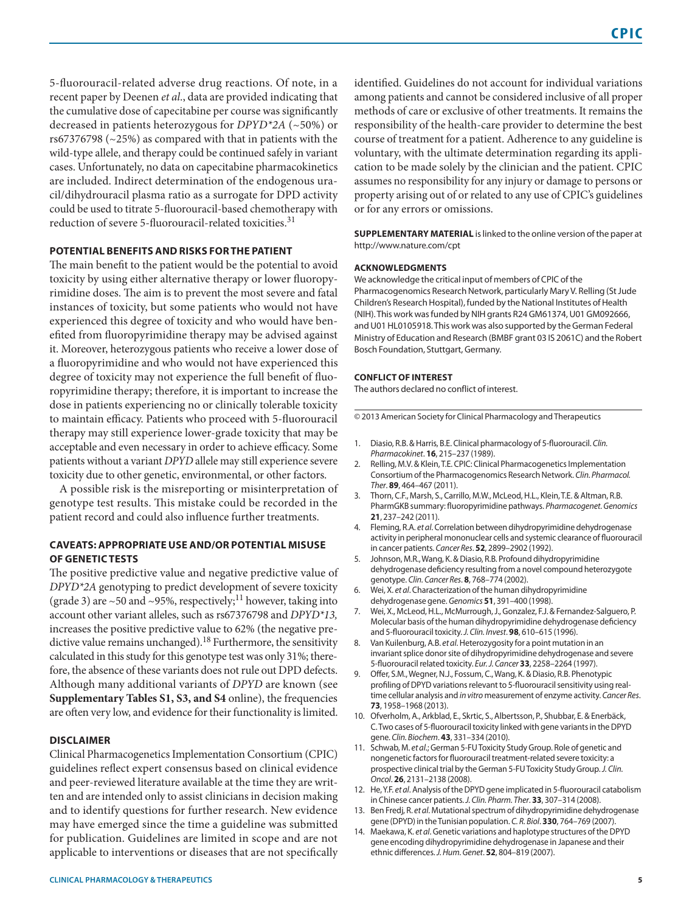5-fluorouracil-related adverse drug reactions. Of note, in a recent paper by Deenen *et al*., data are provided indicating that the cumulative dose of capecitabine per course was significantly decreased in patients heterozygous for *DPYD\*2A* (~50%) or rs67376798 (~25%) as compared with that in patients with the wild-type allele, and therapy could be continued safely in variant cases. Unfortunately, no data on capecitabine pharmacokinetics are included. Indirect determination of the endogenous uracil/dihydrouracil plasma ratio as a surrogate for DPD activity could be used to titrate 5-fluorouracil-based chemotherapy with reduction of severe 5-fluorouracil-related toxicities.[31]

## POTENTIAL BENEFITS AND RISKS FOR THE PATIENT

The main benefit to the patient would be the potential to avoid toxicity by using either alternative therapy or lower fluoropyrimidine doses. The aim is to prevent the most severe and fatal instances of toxicity, but some patients who would not have experienced this degree of toxicity and who would have benefited from fluoropyrimidine therapy may be advised against it. Moreover, heterozygous patients who receive a lower dose of a fluoropyrimidine and who would not have experienced this degree of toxicity may not experience the full benefit of fluoropyrimidine therapy; therefore, it is important to increase the dose in patients experiencing no or clinically tolerable toxicity to maintain efficacy. Patients who proceed with 5-fluorouracil therapy may still experience lower-grade toxicity that may be acceptable and even necessary in order to achieve efficacy. Some patients without a variant *DPYD* allele may still experience severe toxicity due to other genetic, environmental, or other factors.

A possible risk is the misreporting or misinterpretation of genotype test results. This mistake could be recorded in the patient record and could also influence further treatments.

## CAVEATS: APPROPRIATE USE AND/OR POTENTIAL MISUSE OF GENETIC TESTS

The positive predictive value and negative predictive value of *DPYD\*2A* genotyping to predict development of severe toxicity (grade 3) are ~50 and ~95%, respectively;[11] however, taking into account other variant alleles, such as rs67376798 and *DPYD\*13,* increases the positive predictive value to 62% (the negative predictive value remains unchanged).[18] Furthermore, the sensitivity calculated in this study for this genotype test was only 31%; therefore, the absence of these variants does not rule out DPD defects. Although many additional variants of *DPYD* are known (see **Supplementary Tables S1, S3, and S4** online), the frequencies are often very low, and evidence for their functionality is limited.

## DISCLAIMER

Clinical Pharmacogenetics Implementation Consortium (CPIC) guidelines reflect expert consensus based on clinical evidence and peer-reviewed literature available at the time they are written and are intended only to assist clinicians in decision making and to identify questions for further research. New evidence may have emerged since the time a guideline was submitted for publication. Guidelines are limited in scope and are not applicable to interventions or diseases that are not specifically identified. Guidelines do not account for individual variations among patients and cannot be considered inclusive of all proper methods of care or exclusive of other treatments. It remains the responsibility of the health-care provider to determine the best course of treatment for a patient. Adherence to any guideline is voluntary, with the ultimate determination regarding its application to be made solely by the clinician and the patient. CPIC assumes no responsibility for any injury or damage to persons or property arising out of or related to any use of CPIC's guidelines or for any errors or omissions.

**SUPPLEMENTARY MATERIAL** is linked to the online version of the paper at http://www.nature.com/cpt

## ACKNOWLEDGMENTS

We acknowledge the critical input of members of CPIC of the Pharmacogenomics Research Network, particularly Mary V. Relling (St Jude Children's Research Hospital), funded by the National Institutes of Health (NIH). This work was funded by NIH grants R24 GM61374, U01 GM092666, and U01 HL0105918. This work was also supported by the German Federal Ministry of Education and Research (BMBF grant 03 IS 2061C) and the Robert Bosch Foundation, Stuttgart, Germany.

## CONFLICT OF INTEREST

The authors declared no conflict of interest.

© 2013 American Society for Clinical Pharmacology and Therapeutics

1. Diasio, R.B. & Harris, B.E. Clinical pharmacology of 5-fluorouracil. *Clin. Pharmacokinet*. **16**, 215–237 (1989).
2. Relling, M.V. & Klein, T.E. CPIC: Clinical Pharmacogenetics Implementation Consortium of the Pharmacogenomics Research Network. *Clin. Pharmacol. Ther*. **89**, 464–467 (2011).
3. Thorn, C.F., Marsh, S., Carrillo, M.W., McLeod, H.L., Klein, T.E. & Altman, R.B. PharmGKB summary: fluoropyrimidine pathways. *Pharmacogenet. Genomics* **21**, 237–242 (2011).
4. Fleming, R.A. *et al*. Correlation between dihydropyrimidine dehydrogenase activity in peripheral mononuclear cells and systemic clearance of fluorouracil in cancer patients. *Cancer Res*. **52**, 2899–2902 (1992).
5. Johnson, M.R., Wang, K. & Diasio, R.B. Profound dihydropyrimidine dehydrogenase deficiency resulting from a novel compound heterozygote genotype. *Clin. Cancer Res*. **8**, 768–774 (2002).
6. Wei, X. *et al*. Characterization of the human dihydropyrimidine dehydrogenase gene. *Genomics* **51**, 391–400 (1998).
7. Wei, X., McLeod, H.L., McMurrough, J., Gonzalez, F.J. & Fernandez-Salguero, P. Molecular basis of the human dihydropyrimidine dehydrogenase deficiency and 5-fluorouracil toxicity. *J. Clin. Invest*. **98**, 610–615 (1996).
8. Van Kuilenburg, A.B. *et al*. Heterozygosity for a point mutation in an invariant splice donor site of dihydropyrimidine dehydrogenase and severe 5-fluorouracil related toxicity. *Eur. J. Cancer* **33**, 2258–2264 (1997).
9. Offer, S.M., Wegner, N.J., Fossum, C., Wang, K. & Diasio, R.B. Phenotypic profiling of DPYD variations relevant to 5-fluorouracil sensitivity using real-time cellular analysis and *in vitro* measurement of enzyme activity. *Cancer Res*. **73**, 1958–1968 (2013).
10. Ofverholm, A., Arkblad, E., Skrtic, S., Albertsson, P., Shubbar, E. & Enerbäck, C. Two cases of 5-fluorouracil toxicity linked with gene variants in the DPYD gene. *Clin. Biochem*. **43**, 331–334 (2010).
11. Schwab, M. *et al*.; German 5-FU Toxicity Study Group. Role of genetic and nongenetic factors for fluorouracil treatment-related severe toxicity: a prospective clinical trial by the German 5-FU Toxicity Study Group. *J. Clin. Oncol*. **26**, 2131–2138 (2008).
12. He, Y.F. *et al*. Analysis of the DPYD gene implicated in 5-fluorouracil catabolism in Chinese cancer patients. *J. Clin. Pharm. Ther*. **33**, 307–314 (2008).
13. Ben Fredj, R. *et al*. Mutational spectrum of dihydropyrimidine dehydrogenase gene (DPYD) in the Tunisian population. *C. R. Biol*. **330**, 764–769 (2007).
14. Maekawa, K. *et al*. Genetic variations and haplotype structures of the DPYD gene encoding dihydropyrimidine dehydrogenase in Japanese and their ethnic differences. *J. Hum. Genet*. **52**, 804–819 (2007).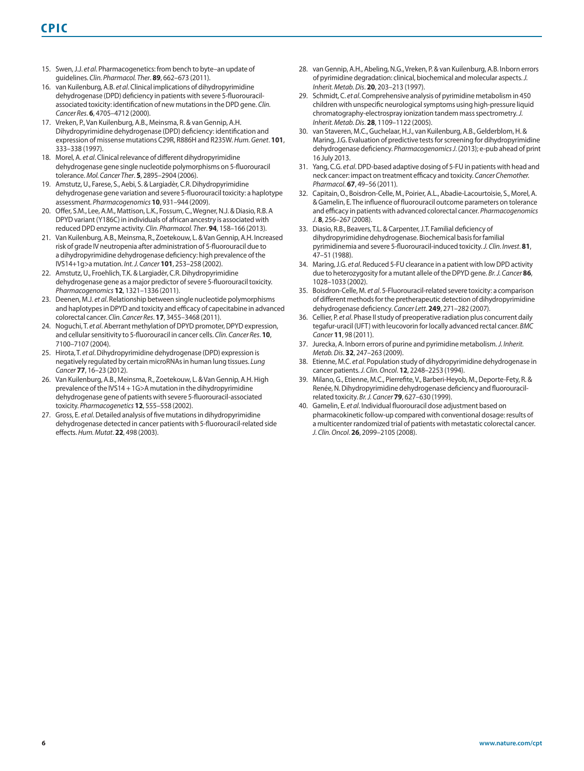15. Swen, J.J. *et al*. Pharmacogenetics: from bench to byte–an update of guidelines. *Clin. Pharmacol. Ther*. **89**, 662–673 (2011).
16. van Kuilenburg, A.B. *et al*. Clinical implications of dihydropyrimidine dehydrogenase (DPD) deficiency in patients with severe 5-fluorouracil-associated toxicity: identification of new mutations in the DPD gene. *Clin. Cancer Res*. **6**, 4705–4712 (2000).
17. Vreken, P., Van Kuilenburg, A.B., Meinsma, R. & van Gennip, A.H. Dihydropyrimidine dehydrogenase (DPD) deficiency: identification and expression of missense mutations C29R, R886H and R235W. *Hum. Genet*. **101**, 333–338 (1997).
18. Morel, A. *et al*. Clinical relevance of different dihydropyrimidine dehydrogenase gene single nucleotide polymorphisms on 5-fluorouracil tolerance. *Mol. Cancer Ther*. **5**, 2895–2904 (2006).
19. Amstutz, U., Farese, S., Aebi, S. & Largiadèr, C.R. Dihydropyrimidine dehydrogenase gene variation and severe 5-fluorouracil toxicity: a haplotype assessment. *Pharmacogenomics* **10**, 931–944 (2009).
20. Offer, S.M., Lee, A.M., Mattison, L.K., Fossum, C., Wegner, N.J. & Diasio, R.B. A DPYD variant (Y186C) in individuals of african ancestry is associated with reduced DPD enzyme activity. *Clin. Pharmacol. Ther*. **94**, 158–166 (2013).
21. Van Kuilenburg, A.B., Meinsma, R., Zoetekouw, L. & Van Gennip, A.H. Increased risk of grade IV neutropenia after administration of 5-fluorouracil due to a dihydropyrimidine dehydrogenase deficiency: high prevalence of the IVS14+1g>a mutation. *Int. J. Cancer* **101**, 253–258 (2002).
22. Amstutz, U., Froehlich, T.K. & Largiadèr, C.R. Dihydropyrimidine dehydrogenase gene as a major predictor of severe 5-fluorouracil toxicity. *Pharmacogenomics* **12**, 1321–1336 (2011).
23. Deenen, M.J. *et al*. Relationship between single nucleotide polymorphisms and haplotypes in DPYD and toxicity and efficacy of capecitabine in advanced colorectal cancer. *Clin. Cancer Res*. **17**, 3455–3468 (2011).
24. Noguchi, T. *et al*. Aberrant methylation of DPYD promoter, DPYD expression, and cellular sensitivity to 5-fluorouracil in cancer cells. *Clin. Cancer Res*. **10**, 7100–7107 (2004).
25. Hirota, T. *et al*. Dihydropyrimidine dehydrogenase (DPD) expression is negatively regulated by certain microRNAs in human lung tissues. *Lung Cancer* **77**, 16–23 (2012).
26. Van Kuilenburg, A.B., Meinsma, R., Zoetekouw, L. & Van Gennip, A.H. High prevalence of the IVS14 + 1G>A mutation in the dihydropyrimidine dehydrogenase gene of patients with severe 5-fluorouracil-associated toxicity. *Pharmacogenetics* **12**, 555–558 (2002).
27. Gross, E. *et al*. Detailed analysis of five mutations in dihydropyrimidine dehydrogenase detected in cancer patients with 5-fluorouracil-related side effects. *Hum. Mutat*. **22**, 498 (2003).
28. van Gennip, A.H., Abeling, N.G., Vreken, P. & van Kuilenburg, A.B. Inborn errors of pyrimidine degradation: clinical, biochemical and molecular aspects. *J. Inherit. Metab. Dis*. **20**, 203–213 (1997).
29. Schmidt, C. *et al*. Comprehensive analysis of pyrimidine metabolism in 450 children with unspecific neurological symptoms using high-pressure liquid chromatography-electrospray ionization tandem mass spectrometry. *J. Inherit. Metab. Dis*. **28**, 1109–1122 (2005).
30. van Staveren, M.C., Guchelaar, H.J., van Kuilenburg, A.B., Gelderblom, H. & Maring, J.G. Evaluation of predictive tests for screening for dihydropyrimidine dehydrogenase deficiency. *Pharmacogenomics J*. (2013); e-pub ahead of print 16 July 2013.
31. Yang, C.G. *et al*. DPD-based adaptive dosing of 5-FU in patients with head and neck cancer: impact on treatment efficacy and toxicity. *Cancer Chemother. Pharmacol*. **67**, 49–56 (2011).
32. Capitain, O., Boisdron-Celle, M., Poirier, A.L., Abadie-Lacourtoisie, S., Morel, A. & Gamelin, E. The influence of fluorouracil outcome parameters on tolerance and efficacy in patients with advanced colorectal cancer. *Pharmacogenomics J*. **8**, 256–267 (2008).
33. Diasio, R.B., Beavers, T.L. & Carpenter, J.T. Familial deficiency of dihydropyrimidine dehydrogenase. Biochemical basis for familial pyrimidinemia and severe 5-fluorouracil-induced toxicity. *J. Clin. Invest*. **81**, 47–51 (1988).
34. Maring, J.G. *et al*. Reduced 5-FU clearance in a patient with low DPD activity due to heterozygosity for a mutant allele of the DPYD gene. *Br. J. Cancer* **86**, 1028–1033 (2002).
35. Boisdron-Celle, M. *et al*. 5-Fluorouracil-related severe toxicity: a comparison of different methods for the pretherapeutic detection of dihydropyrimidine dehydrogenase deficiency. *Cancer Lett*. **249**, 271–282 (2007).
36. Cellier, P. *et al*. Phase II study of preoperative radiation plus concurrent daily tegafur-uracil (UFT) with leucovorin for locally advanced rectal cancer. *BMC Cancer* **11**, 98 (2011).
37. Jurecka, A. Inborn errors of purine and pyrimidine metabolism. *J. Inherit. Metab. Dis*. **32**, 247–263 (2009).
38. Etienne, M.C. *et al*. Population study of dihydropyrimidine dehydrogenase in cancer patients. *J. Clin. Oncol*. **12**, 2248–2253 (1994).
39. Milano, G., Etienne, M.C., Pierrefite, V., Barberi-Heyob, M., Deporte-Fety, R. & Renée, N. Dihydropyrimidine dehydrogenase deficiency and fluorouracil-related toxicity. *Br. J. Cancer* **79**, 627–630 (1999).
40. Gamelin, E. *et al*. Individual fluorouracil dose adjustment based on pharmacokinetic follow-up compared with conventional dosage: results of a multicenter randomized trial of patients with metastatic colorectal cancer. *J. Clin. Oncol*. **26**, 2099–2105 (2008).